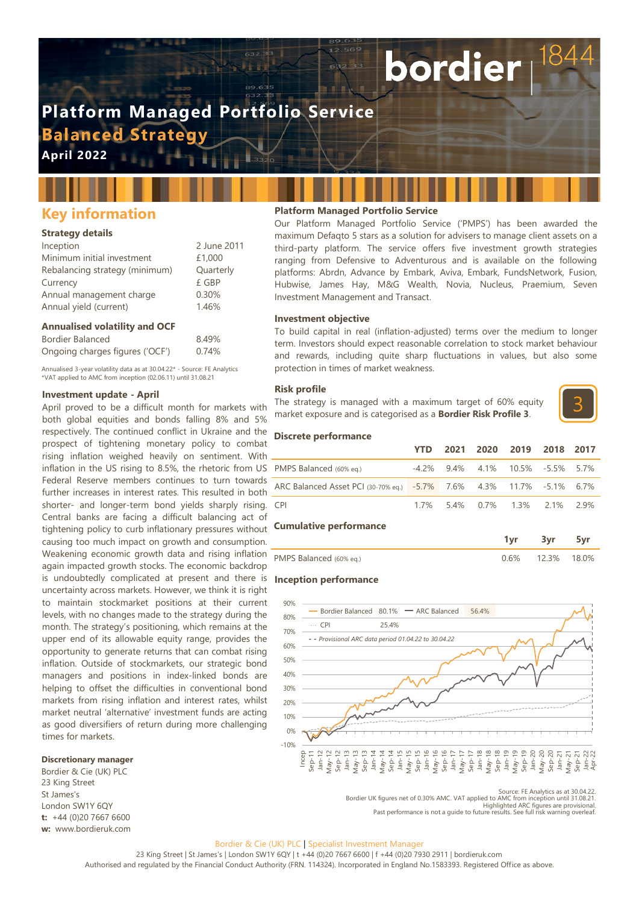# Platform Managed Portfolio Service

## Balanced Strategy

**April 2022**

## Key information

### Strategy details

| | |
|---|---|
| Inception | 2 June 2011 |
| Minimum initial investment | £1,000 |
| Rebalancing strategy (minimum) | Quarterly |
| Currency | £ GBP |
| Annual management charge | 0.30% |
| Annual yield (current) | 1.46% |

### Annualised volatility and OCF

| | |
|---|---|
| Bordier Balanced | 8.49% |
| Ongoing charges figures ('OCF') | 0.74% |

Annualised 3-year volatility data as at 30.04.22* - Source: FE Analytics
*VAT applied to AMC from inception (02.06.11) until 31.08.21

### Investment update - April

April proved to be a difficult month for markets with both global equities and bonds falling 8% and 5% respectively. The continued conflict in Ukraine and the prospect of tightening monetary policy to combat rising inflation weighed heavily on sentiment. With inflation in the US rising to 8.5%, the rhetoric from US Federal Reserve members continues to turn towards further increases in interest rates. This resulted in both shorter- and longer-term bond yields sharply rising. Central banks are facing a difficult balancing act of tightening policy to curb inflationary pressures without causing too much impact on growth and consumption. Weakening economic growth data and rising inflation again impacted growth stocks. The economic backdrop is undoubtedly complicated at present and there is uncertainty across markets. However, we think it is right to maintain stockmarket positions at their current levels, with no changes made to the strategy during the month. The strategy's positioning, which remains at the upper end of its allowable equity range, provides the opportunity to generate returns that can combat rising inflation. Outside of stockmarkets, our strategic bond managers and positions in index-linked bonds are helping to offset the difficulties in conventional bond markets from rising inflation and interest rates, whilst market neutral 'alternative' investment funds are acting as good diversifiers of return during more challenging times for markets.

### Discretionary manager

Bordier & Cie (UK) PLC
23 King Street
St James's
London SW1Y 6QY
**t:** +44 (0)20 7667 6600
**w:** www.bordieruk.com

### Platform Managed Portfolio Service

Our Platform Managed Portfolio Service ('PMPS') has been awarded the maximum Defaqto 5 stars as a solution for advisers to manage client assets on a third-party platform. The service offers five investment growth strategies ranging from Defensive to Adventurous and is available on the following platforms: Abrdn, Advance by Embark, Aviva, Embark, FundsNetwork, Fusion, Hubwise, James Hay, M&G Wealth, Novia, Nucleus, Praemium, Seven Investment Management and Transact.

### Investment objective

To build capital in real (inflation-adjusted) terms over the medium to longer term. Investors should expect reasonable correlation to stock market behaviour and rewards, including quite sharp fluctuations in values, but also some protection in times of market weakness.

### Risk profile

The strategy is managed with a maximum target of 60% equity market exposure and is categorised as a **Bordier Risk Profile 3**.

3

### Discrete performance

| | YTD | 2021 | 2020 | 2019 | 2018 | 2017 |
|---|---|---|---|---|---|---|
| PMPS Balanced (60% eq.) | -4.2% | 9.4% | 4.1% | 10.5% | -5.5% | 5.7% |
| ARC Balanced Asset PCI (30-70% eq.) | -5.7% | 7.6% | 4.3% | 11.7% | -5.1% | 6.7% |
| CPI | 1.7% | 5.4% | 0.7% | 1.3% | 2.1% | 2.9% |

### Cumulative performance

| | 1yr | 3yr | 5yr |
|---|---|---|---|
| PMPS Balanced (60% eq.) | 0.6% | 12.3% | 18.0% |

### Inception performance

Bordier Balanced 80.1% — ARC Balanced 56.4% — CPI 25.4%
- - Provisional ARC data period 01.04.22 to 30.04.22

Source: FE Analytics as at 30.04.22.
Bordier UK figures net of 0.30% AMC. VAT applied to AMC from inception until 31.08.21.
Highlighted ARC figures are provisional.
Past performance is not a guide to future results. See full risk warning overleaf.

Bordier & Cie (UK) PLC | Specialist Investment Manager
23 King Street | St James's | London SW1Y 6QY | t +44 (0)20 7667 6600 | f +44 (0)20 7930 2911 | bordieruk.com
Authorised and regulated by the Financial Conduct Authority (FRN. 114324). Incorporated in England No.1583393. Registered Office as above.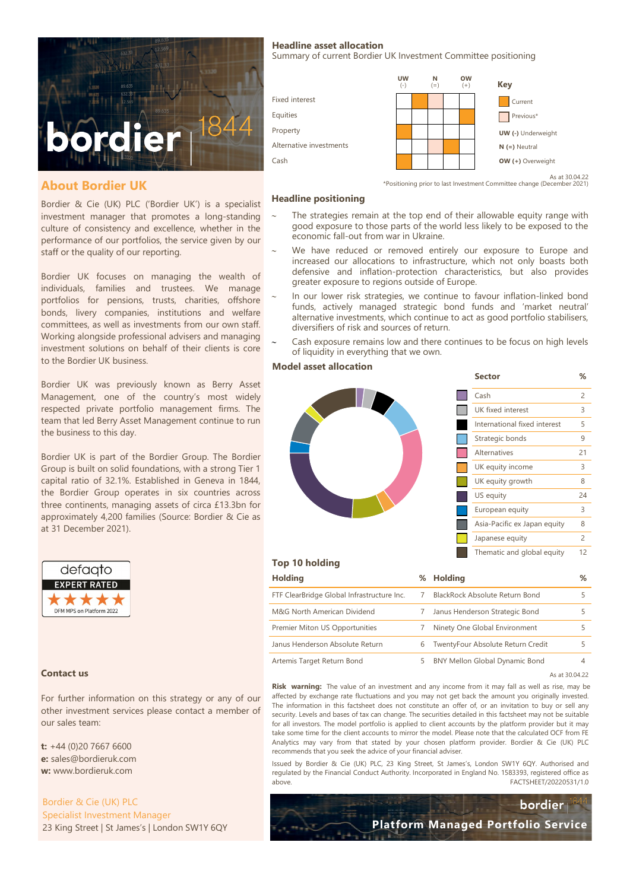bordier 1844

## About Bordier UK

Bordier & Cie (UK) PLC ('Bordier UK') is a specialist investment manager that promotes a long-standing culture of consistency and excellence, whether in the performance of our portfolios, the service given by our staff or the quality of our reporting.

Bordier UK focuses on managing the wealth of individuals, families and trustees. We manage portfolios for pensions, trusts, charities, offshore bonds, livery companies, institutions and welfare committees, as well as investments from our own staff. Working alongside professional advisers and managing investment solutions on behalf of their clients is core to the Bordier UK business.

Bordier UK was previously known as Berry Asset Management, one of the country's most widely respected private portfolio management firms. The team that led Berry Asset Management continue to run the business to this day.

Bordier UK is part of the Bordier Group. The Bordier Group is built on solid foundations, with a strong Tier 1 capital ratio of 32.1%. Established in Geneva in 1844, the Bordier Group operates in six countries across three continents, managing assets of circa £13.3bn for approximately 4,200 families (Source: Bordier & Cie as at 31 December 2021).

defaqto EXPERT RATED ★★★★★ DFM MPS on Platform 2022

### Contact us

For further information on this strategy or any of our other investment services please contact a member of our sales team:

**t:** +44 (0)20 7667 6600
**e:** sales@bordieruk.com
**w:** www.bordieruk.com

Bordier & Cie (UK) PLC
Specialist Investment Manager
23 King Street | St James's | London SW1Y 6QY

### Headline asset allocation

Summary of current Bordier UK Investment Committee positioning

UW (-) | N (=) | OW (+)

Fixed interest
Equities
Property
Alternative investments
Cash

Key: Current; Previous*; UW (-) Underweight; N (=) Neutral; OW (+) Overweight

As at 30.04.22
*Positioning prior to last Investment Committee change (December 2021)

### Headline positioning

- The strategies remain at the top end of their allowable equity range with good exposure to those parts of the world less likely to be exposed to the economic fall-out from war in Ukraine.
- We have reduced or removed entirely our exposure to Europe and increased our allocations to infrastructure, which not only boasts both defensive and inflation-protection characteristics, but also provides greater exposure to regions outside of Europe.
- In our lower risk strategies, we continue to favour inflation-linked bond funds, actively managed strategic bond funds and 'market neutral' alternative investments, which continue to act as good portfolio stabilisers, diversifiers of risk and sources of return.
- Cash exposure remains low and there continues to be focus on high levels of liquidity in everything that we own.

### Model asset allocation

| Sector | % |
|---|---|
| Cash | 2 |
| UK fixed interest | 3 |
| International fixed interest | 5 |
| Strategic bonds | 9 |
| Alternatives | 21 |
| UK equity income | 3 |
| UK equity growth | 8 |
| US equity | 24 |
| European equity | 3 |
| Asia-Pacific ex Japan equity | 8 |
| Japanese equity | 2 |
| Thematic and global equity | 12 |

### Top 10 holding

| Holding | % | Holding | % |
|---|---|---|---|
| FTF ClearBridge Global Infrastructure Inc. | 7 | BlackRock Absolute Return Bond | 5 |
| M&G North American Dividend | 7 | Janus Henderson Strategic Bond | 5 |
| Premier Miton US Opportunities | 7 | Ninety One Global Environment | 5 |
| Janus Henderson Absolute Return | 6 | TwentyFour Absolute Return Credit | 5 |
| Artemis Target Return Bond | 5 | BNY Mellon Global Dynamic Bond | 4 |

As at 30.04.22

**Risk warning:** The value of an investment and any income from it may fall as well as rise, may be affected by exchange rate fluctuations and you may not get back the amount you originally invested. The information in this factsheet does not constitute an offer of, or an invitation to buy or sell any security. Levels and bases of tax can change. The securities detailed in this factsheet may not be suitable for all investors. The model portfolio is applied to client accounts by the platform provider but it may take some time for the client accounts to mirror the model. Please note that the calculated OCF from FE Analytics may vary from that stated by your chosen platform provider. Bordier & Cie (UK) PLC recommends that you seek the advice of your financial adviser.

Issued by Bordier & Cie (UK) PLC, 23 King Street, St James's, London SW1Y 6QY. Authorised and regulated by the Financial Conduct Authority. Incorporated in England No. 1583393, registered office as above. FACTSHEET/20220531/1.0

bordier 1844
**Platform Managed Portfolio Service**